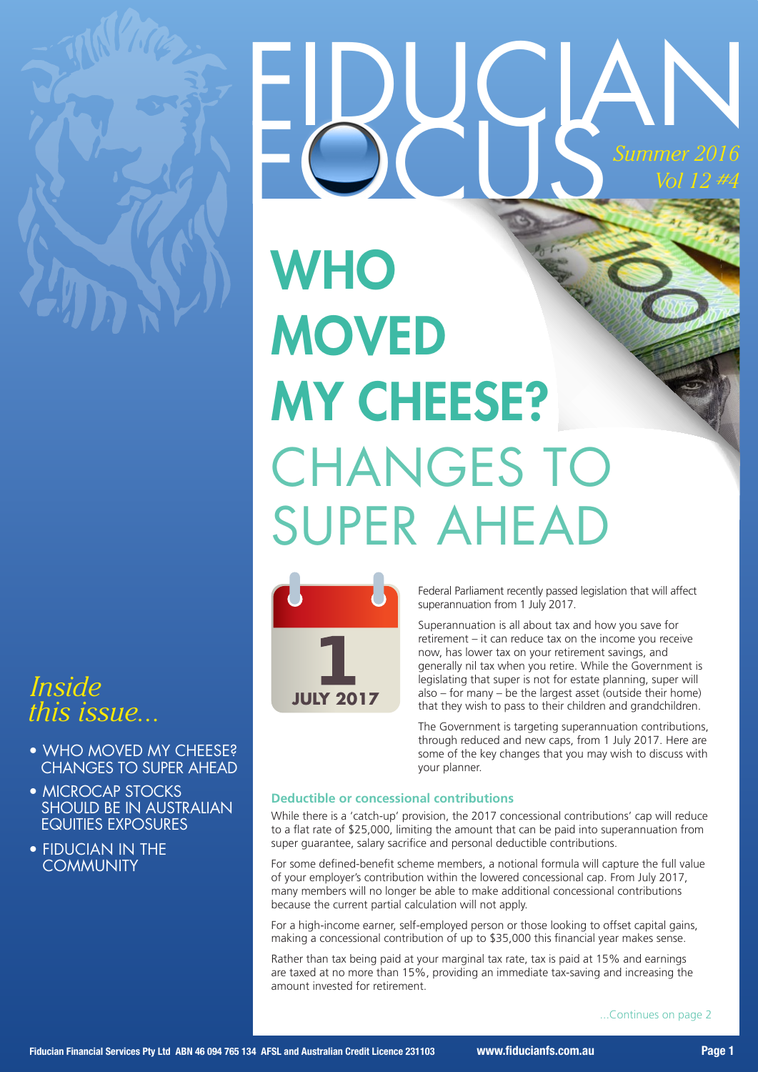# FIDUCIAN FOCUS

*Summer 2016*
*Vol 12 #4*

# WHO MOVED MY CHEESE? CHANGES TO SUPER AHEAD

1 JULY 2017

Federal Parliament recently passed legislation that will affect superannuation from 1 July 2017.

Superannuation is all about tax and how you save for retirement – it can reduce tax on the income you receive now, has lower tax on your retirement savings, and generally nil tax when you retire. While the Government is legislating that super is not for estate planning, super will also – for many – be the largest asset (outside their home) that they wish to pass to their children and grandchildren.

The Government is targeting superannuation contributions, through reduced and new caps, from 1 July 2017. Here are some of the key changes that you may wish to discuss with your planner.

### Deductible or concessional contributions

While there is a 'catch-up' provision, the 2017 concessional contributions' cap will reduce to a flat rate of $25,000, limiting the amount that can be paid into superannuation from super guarantee, salary sacrifice and personal deductible contributions.

For some defined-benefit scheme members, a notional formula will capture the full value of your employer's contribution within the lowered concessional cap. From July 2017, many members will no longer be able to make additional concessional contributions because the current partial calculation will not apply.

For a high-income earner, self-employed person or those looking to offset capital gains, making a concessional contribution of up to $35,000 this financial year makes sense.

Rather than tax being paid at your marginal tax rate, tax is paid at 15% and earnings are taxed at no more than 15%, providing an immediate tax-saving and increasing the amount invested for retirement.

...Continues on page 2

*Inside this issue...*

- WHO MOVED MY CHEESE? CHANGES TO SUPER AHEAD
- MICROCAP STOCKS SHOULD BE IN AUSTRALIAN EQUITIES EXPOSURES
- FIDUCIAN IN THE COMMUNITY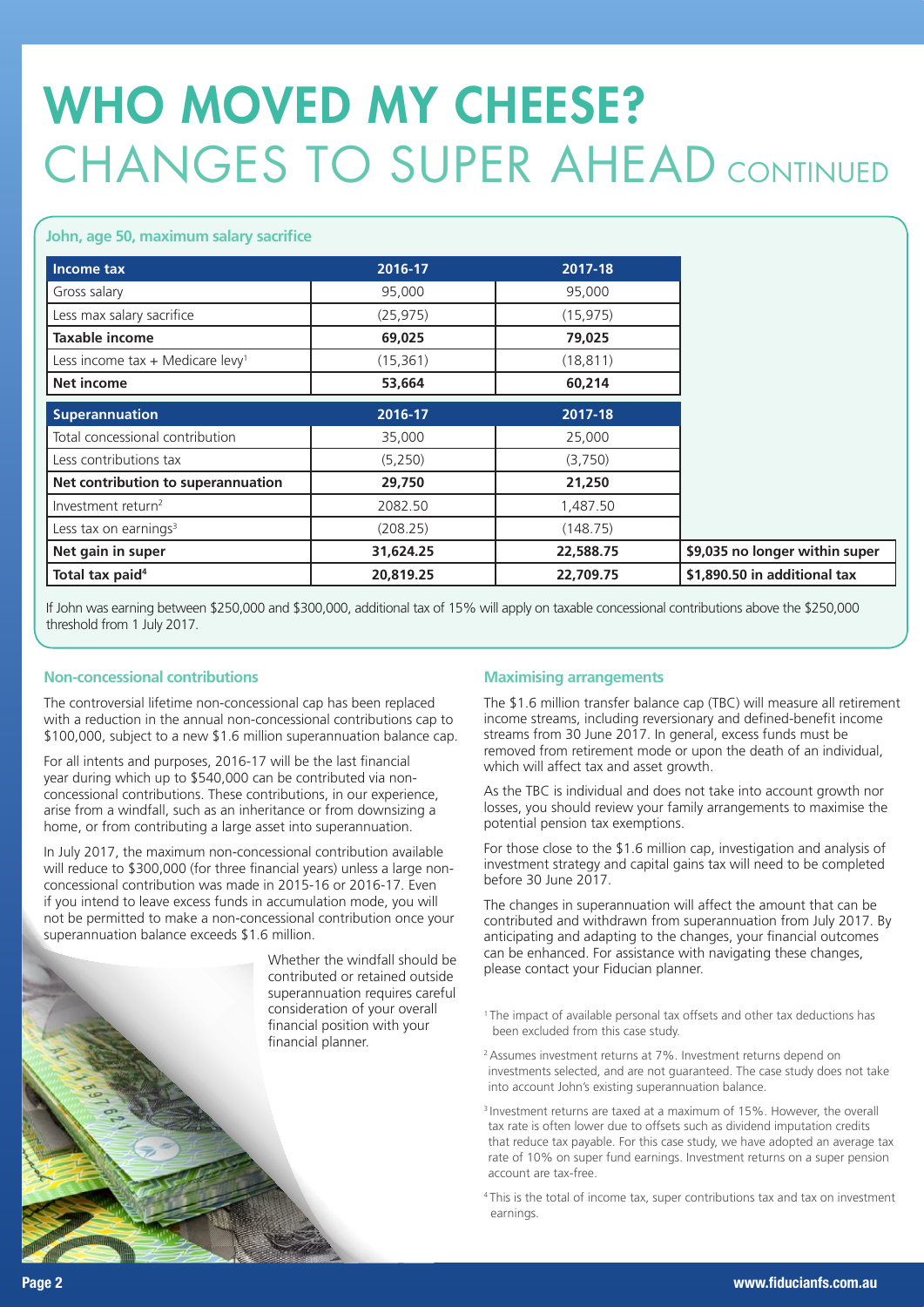# WHO MOVED MY CHEESE?
## CHANGES TO SUPER AHEAD CONTINUED

**John, age 50, maximum salary sacrifice**

| **Income tax** | **2016-17** | **2017-18** | |
|---|---|---|---|
| Gross salary | 95,000 | 95,000 | |
| Less max salary sacrifice | (25,975) | (15,975) | |
| **Taxable income** | **69,025** | **79,025** | |
| Less income tax + Medicare levy[1] | (15,361) | (18,811) | |
| **Net income** | **53,664** | **60,214** | |
| **Superannuation** | **2016-17** | **2017-18** | |
| Total concessional contribution | 35,000 | 25,000 | |
| Less contributions tax | (5,250) | (3,750) | |
| **Net contribution to superannuation** | **29,750** | **21,250** | |
| Investment return[2] | 2082.50 | 1,487.50 | |
| Less tax on earnings[3] | (208.25) | (148.75) | |
| **Net gain in super** | **31,624.25** | **22,588.75** | **$9,035 no longer within super** |
| **Total tax paid[4]** | **20,819.25** | **22,709.75** | **$1,890.50 in additional tax** |

If John was earning between $250,000 and $300,000, additional tax of 15% will apply on taxable concessional contributions above the $250,000 threshold from 1 July 2017.

### Non-concessional contributions

The controversial lifetime non-concessional cap has been replaced with a reduction in the annual non-concessional contributions cap to $100,000, subject to a new $1.6 million superannuation balance cap.

For all intents and purposes, 2016-17 will be the last financial year during which up to $540,000 can be contributed via non-concessional contributions. These contributions, in our experience, arise from a windfall, such as an inheritance or from downsizing a home, or from contributing a large asset into superannuation.

In July 2017, the maximum non-concessional contribution available will reduce to $300,000 (for three financial years) unless a large non-concessional contribution was made in 2015-16 or 2016-17. Even if you intend to leave excess funds in accumulation mode, you will not be permitted to make a non-concessional contribution once your superannuation balance exceeds $1.6 million.

Whether the windfall should be contributed or retained outside superannuation requires careful consideration of your overall financial position with your financial planner.

### Maximising arrangements

The $1.6 million transfer balance cap (TBC) will measure all retirement income streams, including reversionary and defined-benefit income streams from 30 June 2017. In general, excess funds must be removed from retirement mode or upon the death of an individual, which will affect tax and asset growth.

As the TBC is individual and does not take into account growth nor losses, you should review your family arrangements to maximise the potential pension tax exemptions.

For those close to the $1.6 million cap, investigation and analysis of investment strategy and capital gains tax will need to be completed before 30 June 2017.

The changes in superannuation will affect the amount that can be contributed and withdrawn from superannuation from July 2017. By anticipating and adapting to the changes, your financial outcomes can be enhanced. For assistance with navigating these changes, please contact your Fiducian planner.

[1] The impact of available personal tax offsets and other tax deductions has been excluded from this case study.

[2] Assumes investment returns at 7%. Investment returns depend on investments selected, and are not guaranteed. The case study does not take into account John's existing superannuation balance.

[3] Investment returns are taxed at a maximum of 15%. However, the overall tax rate is often lower due to offsets such as dividend imputation credits that reduce tax payable. For this case study, we have adopted an average tax rate of 10% on super fund earnings. Investment returns on a super pension account are tax-free.

[4] This is the total of income tax, super contributions tax and tax on investment earnings.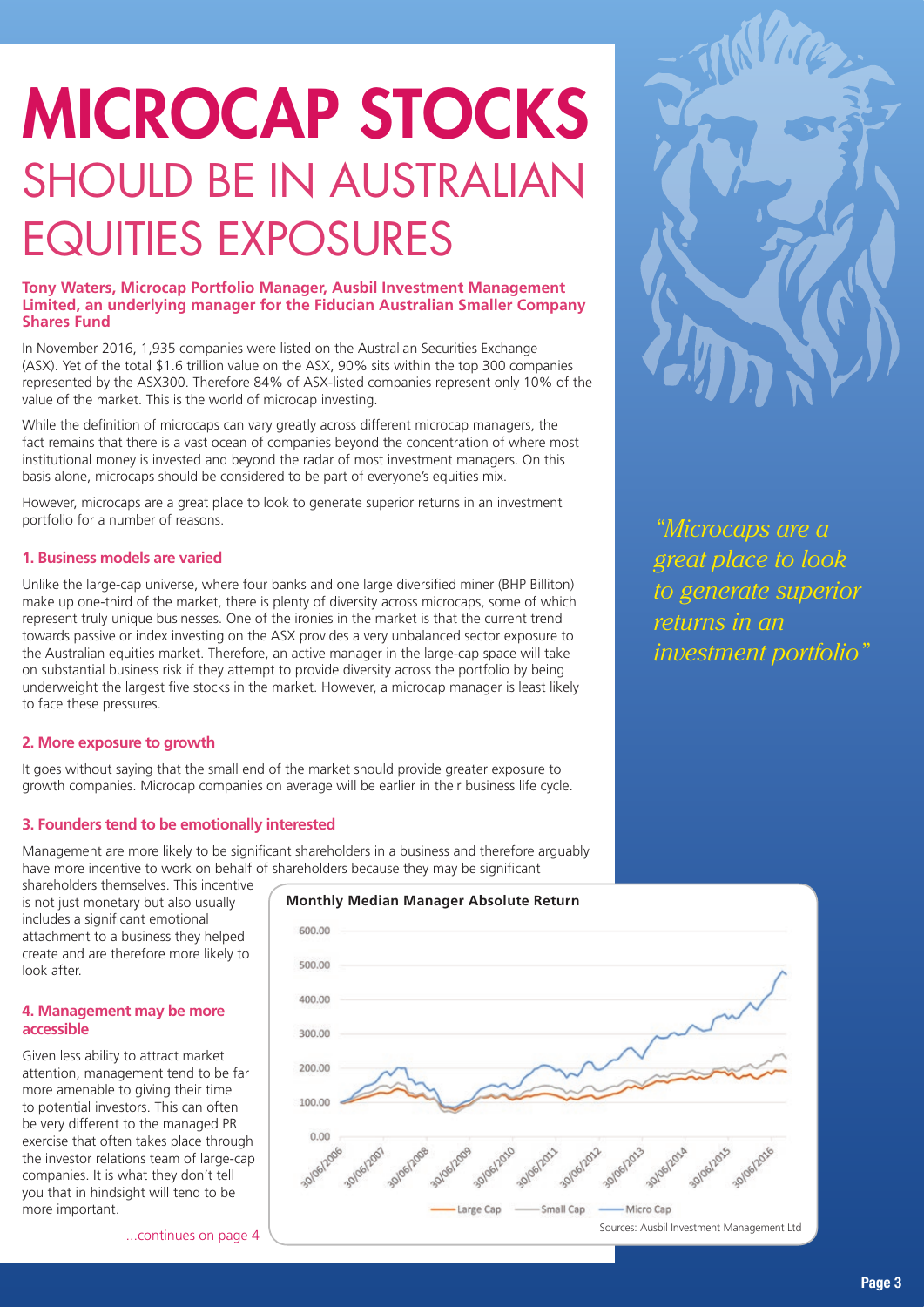# MICROCAP STOCKS SHOULD BE IN AUSTRALIAN EQUITIES EXPOSURES

**Tony Waters, Microcap Portfolio Manager, Ausbil Investment Management Limited, an underlying manager for the Fiducian Australian Smaller Company Shares Fund**

In November 2016, 1,935 companies were listed on the Australian Securities Exchange (ASX). Yet of the total $1.6 trillion value on the ASX, 90% sits within the top 300 companies represented by the ASX300. Therefore 84% of ASX-listed companies represent only 10% of the value of the market. This is the world of microcap investing.

While the definition of microcaps can vary greatly across different microcap managers, the fact remains that there is a vast ocean of companies beyond the concentration of where most institutional money is invested and beyond the radar of most investment managers. On this basis alone, microcaps should be considered to be part of everyone's equities mix.

However, microcaps are a great place to look to generate superior returns in an investment portfolio for a number of reasons.

*"Microcaps are a great place to look to generate superior returns in an investment portfolio"*

### 1. Business models are varied

Unlike the large-cap universe, where four banks and one large diversified miner (BHP Billiton) make up one-third of the market, there is plenty of diversity across microcaps, some of which represent truly unique businesses. One of the ironies in the market is that the current trend towards passive or index investing on the ASX provides a very unbalanced sector exposure to the Australian equities market. Therefore, an active manager in the large-cap space will take on substantial business risk if they attempt to provide diversity across the portfolio by being underweight the largest five stocks in the market. However, a microcap manager is least likely to face these pressures.

### 2. More exposure to growth

It goes without saying that the small end of the market should provide greater exposure to growth companies. Microcap companies on average will be earlier in their business life cycle.

### 3. Founders tend to be emotionally interested

Management are more likely to be significant shareholders in a business and therefore arguably have more incentive to work on behalf of shareholders because they may be significant shareholders themselves. This incentive is not just monetary but also usually includes a significant emotional attachment to a business they helped create and are therefore more likely to look after.

### 4. Management may be more accessible

Given less ability to attract market attention, management tend to be far more amenable to giving their time to potential investors. This can often be very different to the managed PR exercise that often takes place through the investor relations team of large-cap companies. It is what they don't tell you that in hindsight will tend to be more important.

...continues on page 4

**Monthly Median Manager Absolute Return**

Sources: Ausbil Investment Management Ltd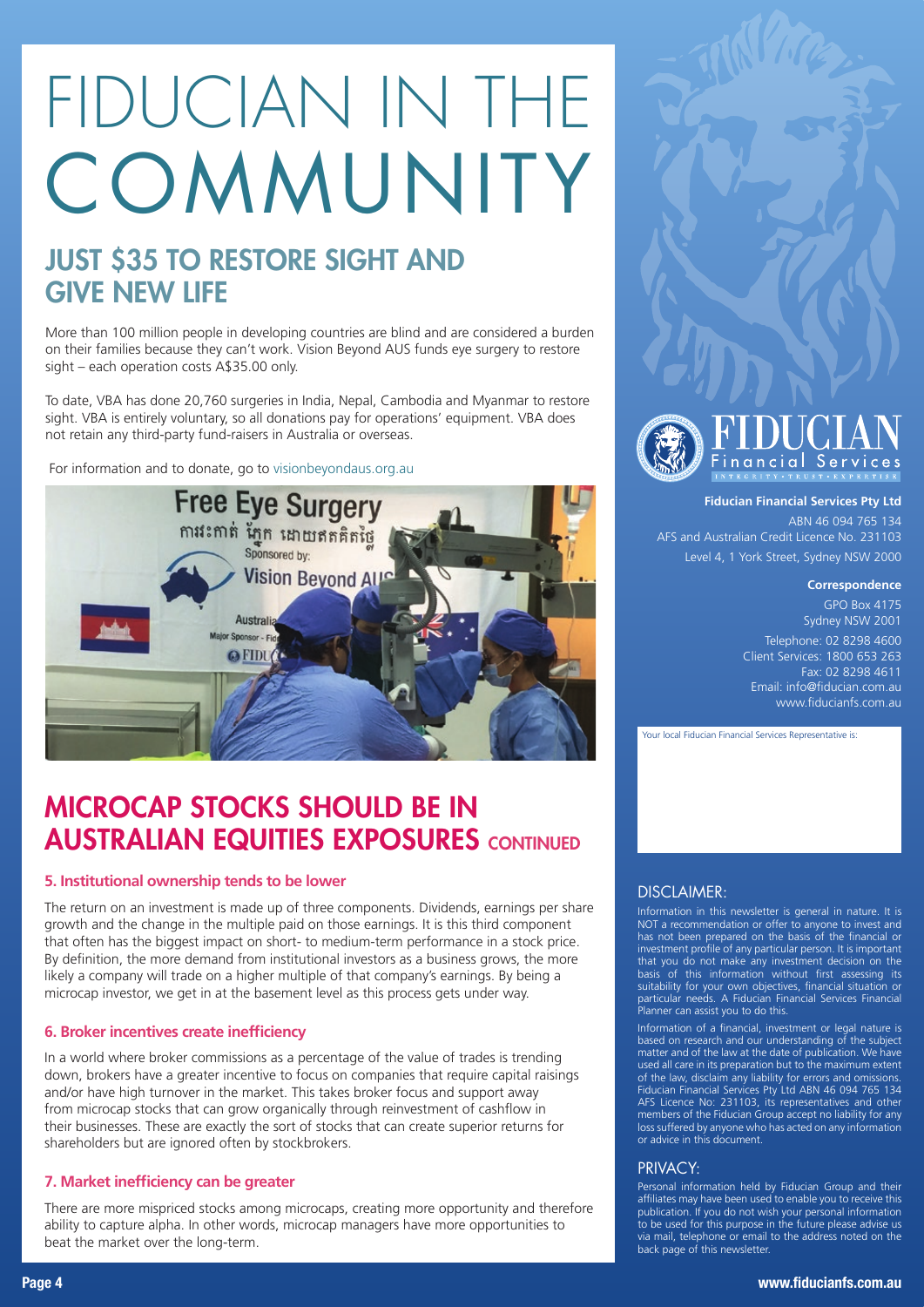# FIDUCIAN IN THE COMMUNITY

## JUST $35 TO RESTORE SIGHT AND GIVE NEW LIFE

More than 100 million people in developing countries are blind and are considered a burden on their families because they can't work. Vision Beyond AUS funds eye surgery to restore sight – each operation costs A$35.00 only.

To date, VBA has done 20,760 surgeries in India, Nepal, Cambodia and Myanmar to restore sight. VBA is entirely voluntary, so all donations pay for operations' equipment. VBA does not retain any third-party fund-raisers in Australia or overseas.

For information and to donate, go to visionbeyondaus.org.au

## MICROCAP STOCKS SHOULD BE IN AUSTRALIAN EQUITIES EXPOSURES CONTINUED

### 5. Institutional ownership tends to be lower

The return on an investment is made up of three components. Dividends, earnings per share growth and the change in the multiple paid on those earnings. It is this third component that often has the biggest impact on short- to medium-term performance in a stock price. By definition, the more demand from institutional investors as a business grows, the more likely a company will trade on a higher multiple of that company's earnings. By being a microcap investor, we get in at the basement level as this process gets under way.

### 6. Broker incentives create inefficiency

In a world where broker commissions as a percentage of the value of trades is trending down, brokers have a greater incentive to focus on companies that require capital raisings and/or have high turnover in the market. This takes broker focus and support away from microcap stocks that can grow organically through reinvestment of cashflow in their businesses. These are exactly the sort of stocks that can create superior returns for shareholders but are ignored often by stockbrokers.

### 7. Market inefficiency can be greater

There are more mispriced stocks among microcaps, creating more opportunity and therefore ability to capture alpha. In other words, microcap managers have more opportunities to beat the market over the long-term.

FIDUCIAN Financial Services

INTEGRITY • TRUST • EXPERTISE

**Fiducian Financial Services Pty Ltd**

ABN 46 094 765 134
AFS and Australian Credit Licence No. 231103
Level 4, 1 York Street, Sydney NSW 2000

**Correspondence**

GPO Box 4175
Sydney NSW 2001
Telephone: 02 8298 4600
Client Services: 1800 653 263
Fax: 02 8298 4611
Email: info@fiducian.com.au
www.fiducianfs.com.au

Your local Fiducian Financial Services Representative is:

## DISCLAIMER:

Information in this newsletter is general in nature. It is NOT a recommendation or offer to anyone to invest and has not been prepared on the basis of the financial or investment profile of any particular person. It is important that you do not make any investment decision on the basis of this information without first assessing its suitability for your own objectives, financial situation or particular needs. A Fiducian Financial Services Financial Planner can assist you to do this.

Information of a financial, investment or legal nature is based on research and our understanding of the subject matter and of the law at the date of publication. We have used all care in its preparation but to the maximum extent of the law, disclaim any liability for errors and omissions. Fiducian Financial Services Pty Ltd ABN 46 094 765 134 AFS Licence No: 231103, its representatives and other members of the Fiducian Group accept no liability for any loss suffered by anyone who has acted on any information or advice in this document.

## PRIVACY:

Personal information held by Fiducian Group and their affiliates may have been used to enable you to receive this publication. If you do not wish your personal information to be used for this purpose in the future please advise us via mail, telephone or email to the address noted on the back page of this newsletter.